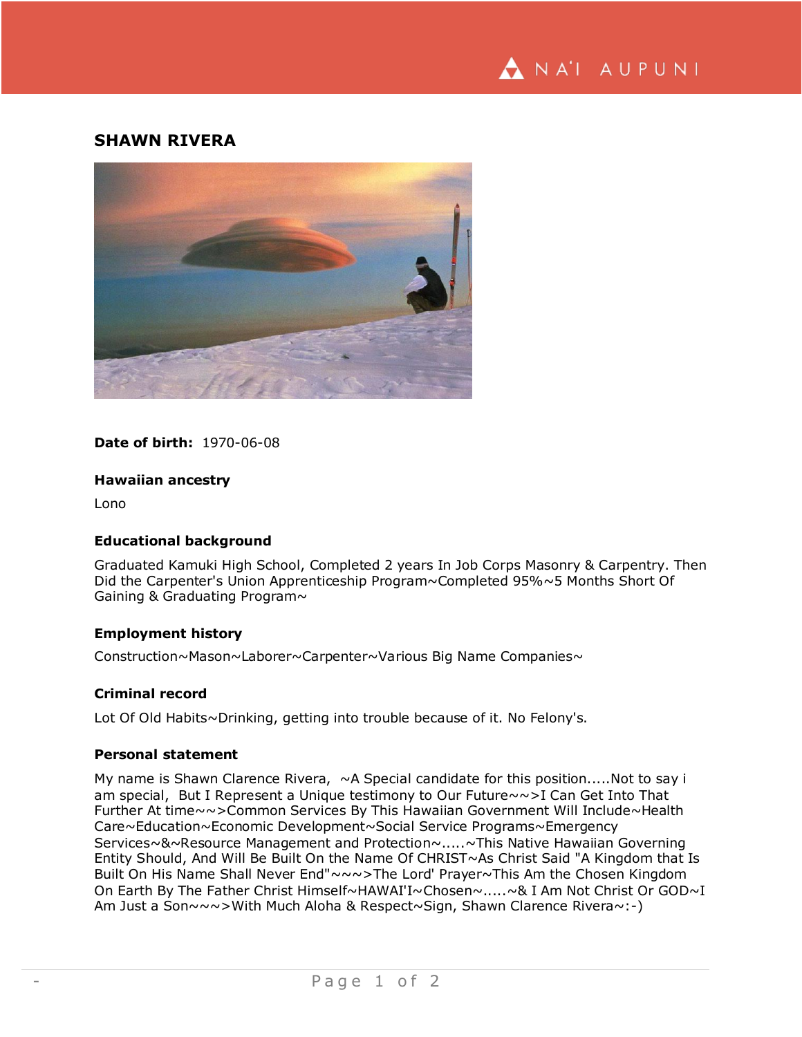## SHAWN RIVERA

**Date of birth:** 1970-06-08

### Hawaiian ancestry

Lono

### Educational background

Graduated Kamuki High School, Completed 2 years In Job Corps Masonry & Carpentry. Then Did the Carpenter's Union Apprenticeship Program~Completed 95%~5 Months Short Of Gaining & Graduating Program~

### Employment history

Construction~Mason~Laborer~Carpenter~Various Big Name Companies~

### Criminal record

Lot Of Old Habits~Drinking, getting into trouble because of it. No Felony's.

### Personal statement

My name is Shawn Clarence Rivera, ~A Special candidate for this position.....Not to say i am special, But I Represent a Unique testimony to Our Future~~>I Can Get Into That Further At time~~>Common Services By This Hawaiian Government Will Include~Health Care~Education~Economic Development~Social Service Programs~Emergency Services~&~Resource Management and Protection~.....~This Native Hawaiian Governing Entity Should, And Will Be Built On the Name Of CHRIST~As Christ Said "A Kingdom that Is Built On His Name Shall Never End"~~~>The Lord' Prayer~This Am the Chosen Kingdom On Earth By The Father Christ Himself~HAWAI'I~Chosen~.....~& I Am Not Christ Or GOD~I Am Just a Son~~~>With Much Aloha & Respect~Sign, Shawn Clarence Rivera~:-)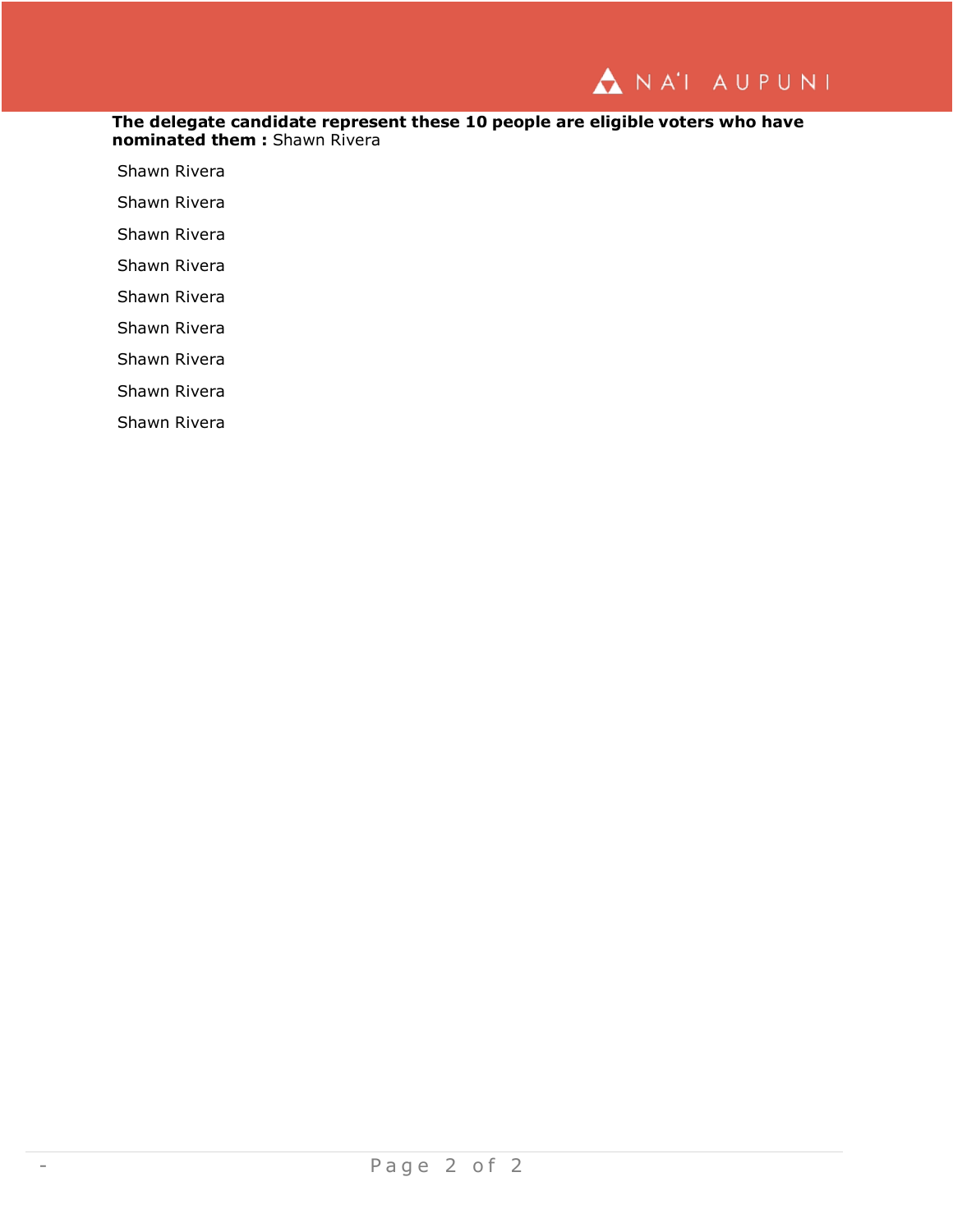**The delegate candidate represent these 10 people are eligible voters who have nominated them :** Shawn Rivera

Shawn Rivera

Shawn Rivera

Shawn Rivera

Shawn Rivera

Shawn Rivera

Shawn Rivera

Shawn Rivera

Shawn Rivera

Shawn Rivera